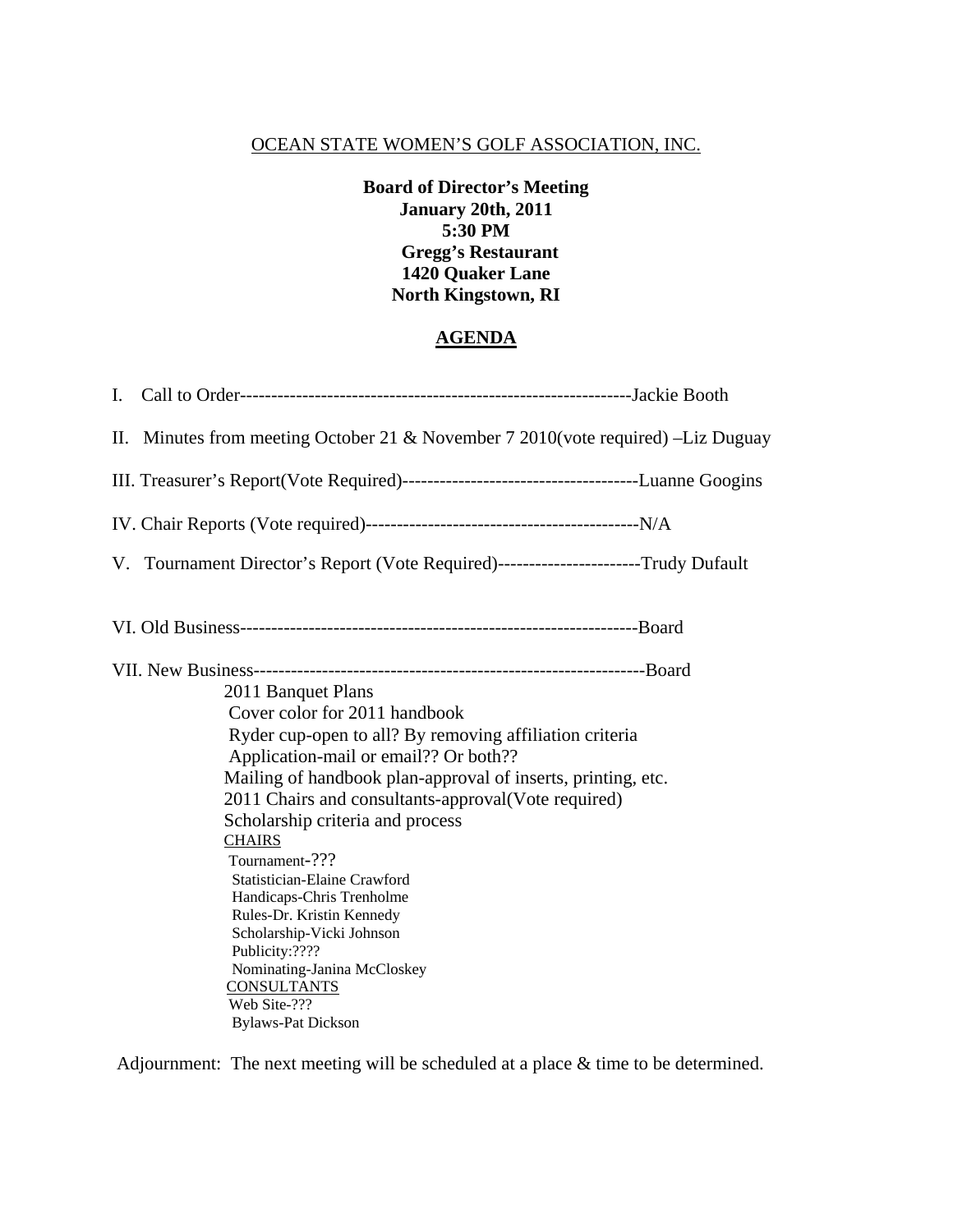OCEAN STATE WOMEN'S GOLF ASSOCIATION, INC.

**Board of Director's Meeting**
**January 20th, 2011**
**5:30 PM**
**Gregg's Restaurant**
**1420 Quaker Lane**
**North Kingstown, RI**

## AGENDA

I. Call to Order---------------------------------------------------------------Jackie Booth

II. Minutes from meeting October 21 & November 7 2010(vote required) –Liz Duguay

III. Treasurer's Report(Vote Required)--------------------------------------Luanne Googins

IV. Chair Reports (Vote required)--------------------------------------------N/A

V. Tournament Director's Report (Vote Required)-----------------------Trudy Dufault

VI. Old Business----------------------------------------------------------------Board

VII. New Business---------------------------------------------------------------Board

- 2011 Banquet Plans
- Cover color for 2011 handbook
- Ryder cup-open to all? By removing affiliation criteria
- Application-mail or email?? Or both??
- Mailing of handbook plan-approval of inserts, printing, etc.
- 2011 Chairs and consultants-approval(Vote required)
- Scholarship criteria and process

CHAIRS

- Tournament-???
- Statistician-Elaine Crawford
- Handicaps-Chris Trenholme
- Rules-Dr. Kristin Kennedy
- Scholarship-Vicki Johnson
- Publicity:????
- Nominating-Janina McCloskey

CONSULTANTS

- Web Site-???
- Bylaws-Pat Dickson

Adjournment: The next meeting will be scheduled at a place & time to be determined.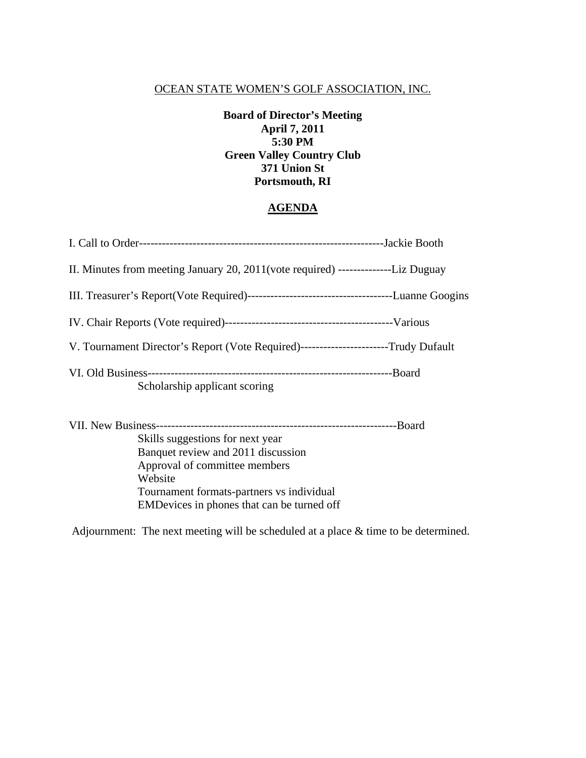OCEAN STATE WOMEN'S GOLF ASSOCIATION, INC.

**Board of Director's Meeting**
**April 7, 2011**
**5:30 PM**
**Green Valley Country Club**
**371 Union St**
**Portsmouth, RI**

## AGENDA

I. Call to Order----------------------------------------------------------------Jackie Booth

II. Minutes from meeting January 20, 2011(vote required) --------------Liz Duguay

III. Treasurer's Report(Vote Required)--------------------------------------Luanne Googins

IV. Chair Reports (Vote required)--------------------------------------------Various

V. Tournament Director's Report (Vote Required)-----------------------Trudy Dufault

VI. Old Business----------------------------------------------------------------Board

Scholarship applicant scoring

VII. New Business---------------------------------------------------------------Board

Skills suggestions for next year
Banquet review and 2011 discussion
Approval of committee members
Website
Tournament formats-partners vs individual
EMDevices in phones that can be turned off

Adjournment: The next meeting will be scheduled at a place & time to be determined.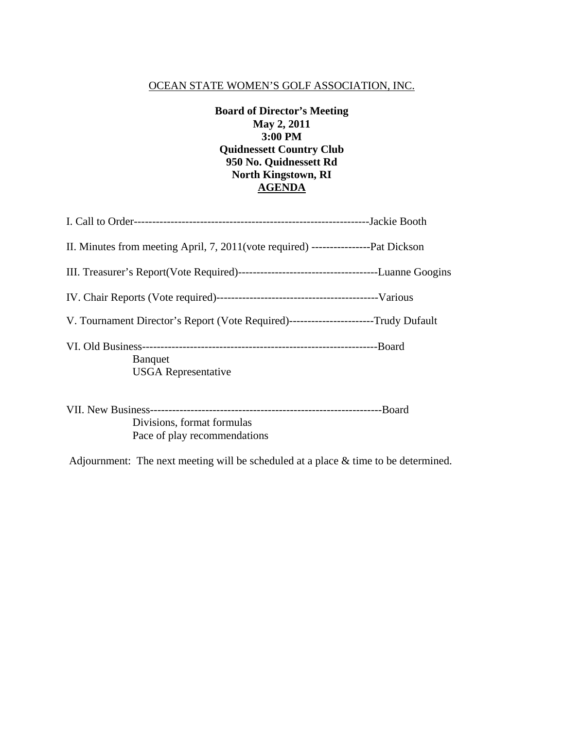OCEAN STATE WOMEN'S GOLF ASSOCIATION, INC.

**Board of Director's Meeting**
**May 2, 2011**
**3:00 PM**
**Quidnessett Country Club**
**950 No. Quidnessett Rd**
**North Kingstown, RI**
**AGENDA**

I. Call to Order----------------------------------------------------------------Jackie Booth

II. Minutes from meeting April, 7, 2011(vote required) ----------------Pat Dickson

III. Treasurer's Report(Vote Required)--------------------------------------Luanne Googins

IV. Chair Reports (Vote required)--------------------------------------------Various

V. Tournament Director's Report (Vote Required)-----------------------Trudy Dufault

VI. Old Business----------------------------------------------------------------Board

- Banquet
- USGA Representative

VII. New Business---------------------------------------------------------------Board

- Divisions, format formulas
- Pace of play recommendations

Adjournment: The next meeting will be scheduled at a place & time to be determined.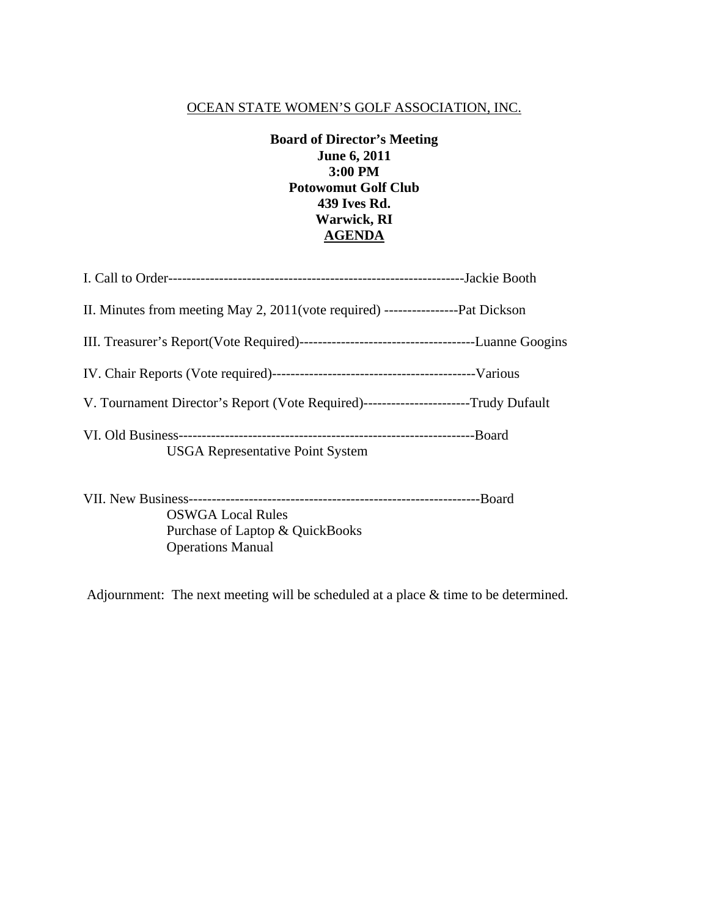OCEAN STATE WOMEN'S GOLF ASSOCIATION, INC.

**Board of Director's Meeting**
**June 6, 2011**
**3:00 PM**
**Potowomut Golf Club**
**439 Ives Rd.**
**Warwick, RI**
**AGENDA**

I. Call to Order----------------------------------------------------------------Jackie Booth

II. Minutes from meeting May 2, 2011(vote required) ----------------Pat Dickson

III. Treasurer's Report(Vote Required)--------------------------------------Luanne Googins

IV. Chair Reports (Vote required)--------------------------------------------Various

V. Tournament Director's Report (Vote Required)-----------------------Trudy Dufault

VI. Old Business----------------------------------------------------------------Board

USGA Representative Point System

VII. New Business---------------------------------------------------------------Board

OSWGA Local Rules
Purchase of Laptop & QuickBooks
Operations Manual

Adjournment: The next meeting will be scheduled at a place & time to be determined.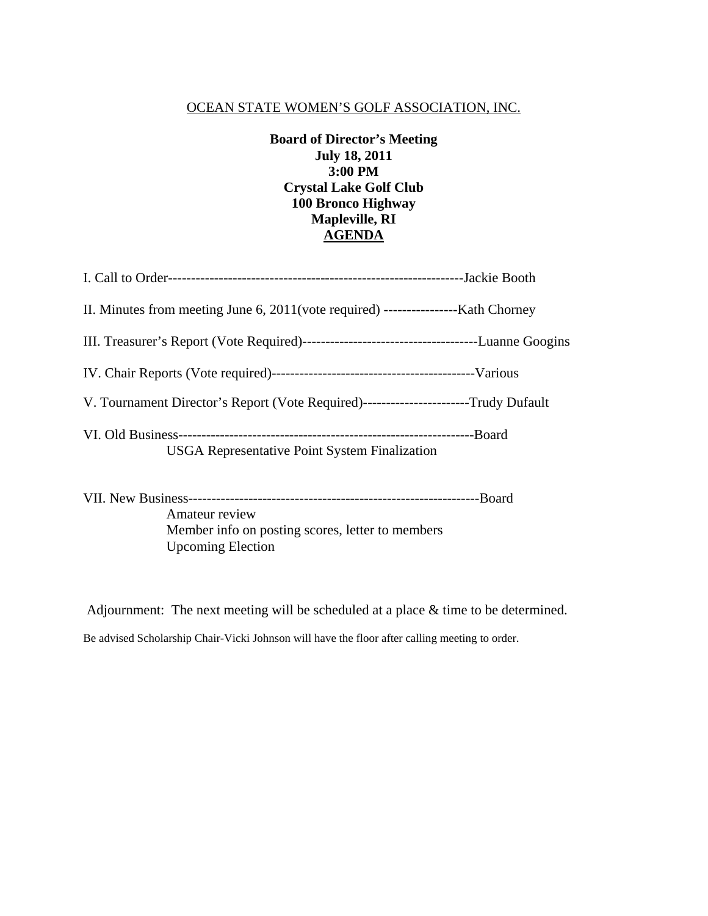OCEAN STATE WOMEN'S GOLF ASSOCIATION, INC.

**Board of Director's Meeting**
**July 18, 2011**
**3:00 PM**
**Crystal Lake Golf Club**
**100 Bronco Highway**
**Mapleville, RI**
**AGENDA**

I. Call to Order----------------------------------------------------------------Jackie Booth

II. Minutes from meeting June 6, 2011(vote required) ----------------Kath Chorney

III. Treasurer's Report (Vote Required)--------------------------------------Luanne Googins

IV. Chair Reports (Vote required)--------------------------------------------Various

V. Tournament Director's Report (Vote Required)-----------------------Trudy Dufault

VI. Old Business----------------------------------------------------------------Board

USGA Representative Point System Finalization

VII. New Business---------------------------------------------------------------Board

Amateur review

Member info on posting scores, letter to members

Upcoming Election

Adjournment: The next meeting will be scheduled at a place & time to be determined.

Be advised Scholarship Chair-Vicki Johnson will have the floor after calling meeting to order.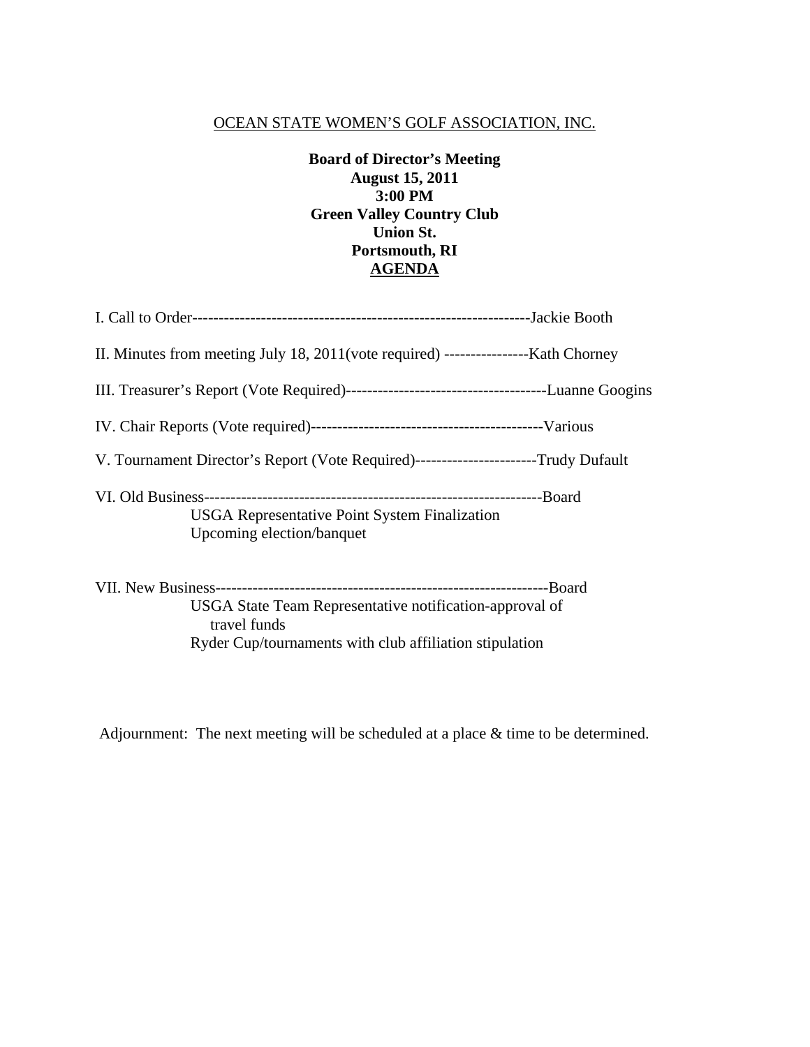OCEAN STATE WOMEN'S GOLF ASSOCIATION, INC.

**Board of Director's Meeting**
**August 15, 2011**
**3:00 PM**
**Green Valley Country Club**
**Union St.**
**Portsmouth, RI**
**AGENDA**

I. Call to Order----------------------------------------------------------------Jackie Booth

II. Minutes from meeting July 18, 2011(vote required) ----------------Kath Chorney

III. Treasurer's Report (Vote Required)--------------------------------------Luanne Googins

IV. Chair Reports (Vote required)--------------------------------------------Various

V. Tournament Director's Report (Vote Required)-----------------------Trudy Dufault

VI. Old Business----------------------------------------------------------------Board

- USGA Representative Point System Finalization
- Upcoming election/banquet

VII. New Business---------------------------------------------------------------Board

- USGA State Team Representative notification-approval of travel funds
- Ryder Cup/tournaments with club affiliation stipulation

Adjournment: The next meeting will be scheduled at a place & time to be determined.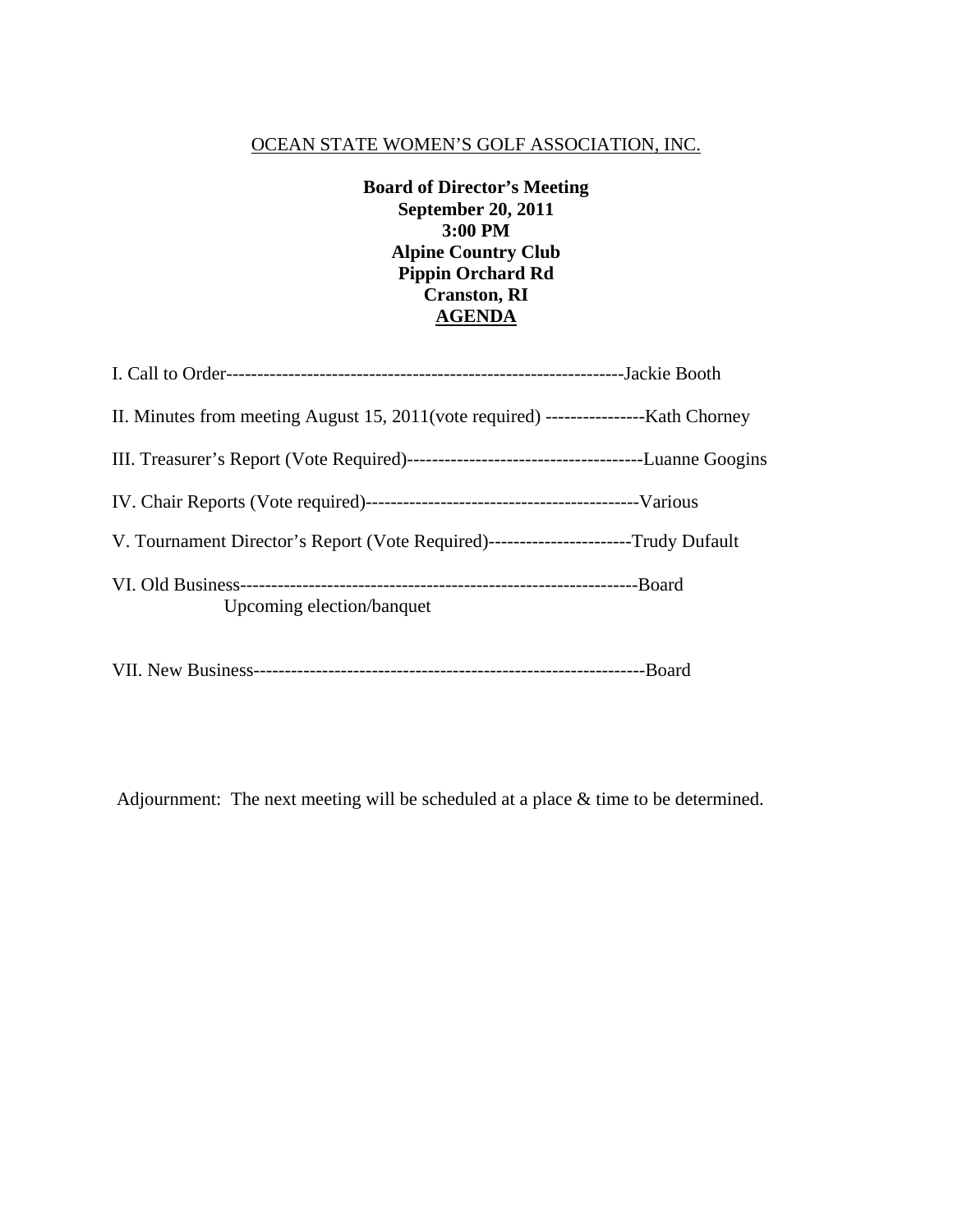OCEAN STATE WOMEN'S GOLF ASSOCIATION, INC.

**Board of Director's Meeting**
**September 20, 2011**
**3:00 PM**
**Alpine Country Club**
**Pippin Orchard Rd**
**Cranston, RI**
**AGENDA**

I. Call to Order---------------------------------------------------------------Jackie Booth

II. Minutes from meeting August 15, 2011(vote required) ----------------Kath Chorney

III. Treasurer's Report (Vote Required)--------------------------------------Luanne Googins

IV. Chair Reports (Vote required)--------------------------------------------Various

V. Tournament Director's Report (Vote Required)-----------------------Trudy Dufault

VI. Old Business----------------------------------------------------------------Board

Upcoming election/banquet

VII. New Business---------------------------------------------------------------Board

Adjournment: The next meeting will be scheduled at a place & time to be determined.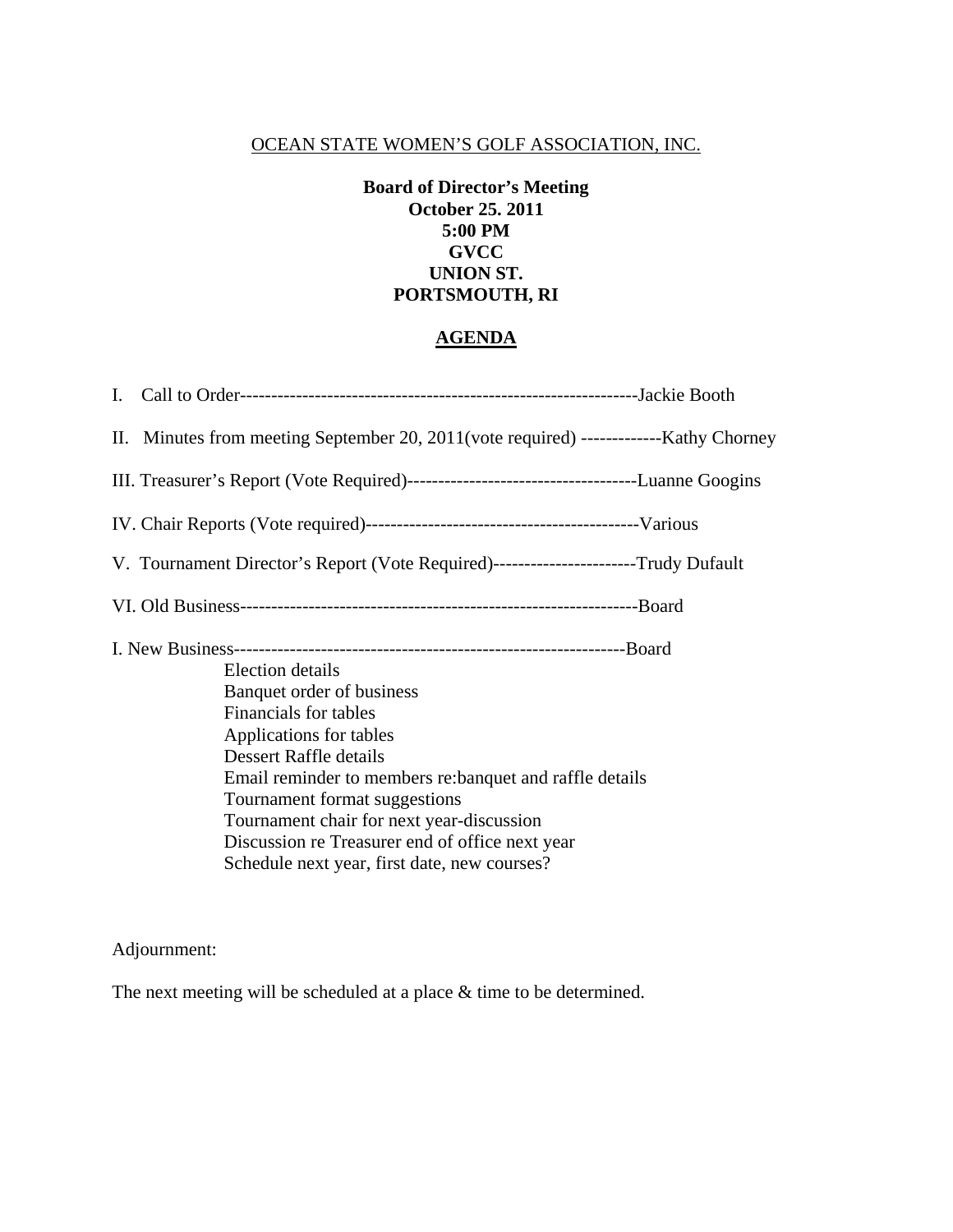OCEAN STATE WOMEN'S GOLF ASSOCIATION, INC.

**Board of Director's Meeting**
**October 25. 2011**
**5:00 PM**
**GVCC**
**UNION ST.**
**PORTSMOUTH, RI**

## AGENDA

I. Call to Order---------------------------------------------------------------Jackie Booth

II. Minutes from meeting September 20, 2011(vote required) -------------Kathy Chorney

III. Treasurer's Report (Vote Required)-------------------------------------Luanne Googins

IV. Chair Reports (Vote required)--------------------------------------------Various

V. Tournament Director's Report (Vote Required)-----------------------Trudy Dufault

VI. Old Business---------------------------------------------------------------Board

I. New Business---------------------------------------------------------------Board

- Election details
- Banquet order of business
- Financials for tables
- Applications for tables
- Dessert Raffle details
- Email reminder to members re:banquet and raffle details
- Tournament format suggestions
- Tournament chair for next year-discussion
- Discussion re Treasurer end of office next year
- Schedule next year, first date, new courses?

Adjournment:

The next meeting will be scheduled at a place & time to be determined.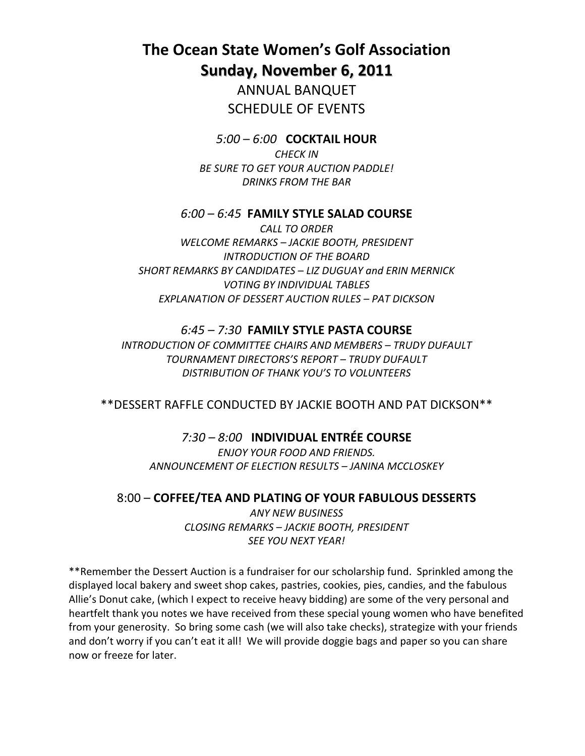# The Ocean State Women's Golf Association

## Sunday, November 6, 2011

ANNUAL BANQUET

SCHEDULE OF EVENTS

### *5:00 – 6:00* COCKTAIL HOUR

*CHECK IN*
*BE SURE TO GET YOUR AUCTION PADDLE!*
*DRINKS FROM THE BAR*

### *6:00 – 6:45* FAMILY STYLE SALAD COURSE

*CALL TO ORDER*
*WELCOME REMARKS – JACKIE BOOTH, PRESIDENT*
*INTRODUCTION OF THE BOARD*
*SHORT REMARKS BY CANDIDATES – LIZ DUGUAY and ERIN MERNICK*
*VOTING BY INDIVIDUAL TABLES*
*EXPLANATION OF DESSERT AUCTION RULES – PAT DICKSON*

### *6:45 – 7:30* FAMILY STYLE PASTA COURSE

*INTRODUCTION OF COMMITTEE CHAIRS AND MEMBERS – TRUDY DUFAULT*
*TOURNAMENT DIRECTORS'S REPORT – TRUDY DUFAULT*
*DISTRIBUTION OF THANK YOU'S TO VOLUNTEERS*

**DESSERT RAFFLE CONDUCTED BY JACKIE BOOTH AND PAT DICKSON**

### *7:30 – 8:00* INDIVIDUAL ENTRÉE COURSE

*ENJOY YOUR FOOD AND FRIENDS.*
*ANNOUNCEMENT OF ELECTION RESULTS – JANINA MCCLOSKEY*

### 8:00 – COFFEE/TEA AND PLATING OF YOUR FABULOUS DESSERTS

*ANY NEW BUSINESS*
*CLOSING REMARKS – JACKIE BOOTH, PRESIDENT*
*SEE YOU NEXT YEAR!*

**Remember the Dessert Auction is a fundraiser for our scholarship fund. Sprinkled among the displayed local bakery and sweet shop cakes, pastries, cookies, pies, candies, and the fabulous Allie's Donut cake, (which I expect to receive heavy bidding) are some of the very personal and heartfelt thank you notes we have received from these special young women who have benefited from your generosity. So bring some cash (we will also take checks), strategize with your friends and don't worry if you can't eat it all! We will provide doggie bags and paper so you can share now or freeze for later.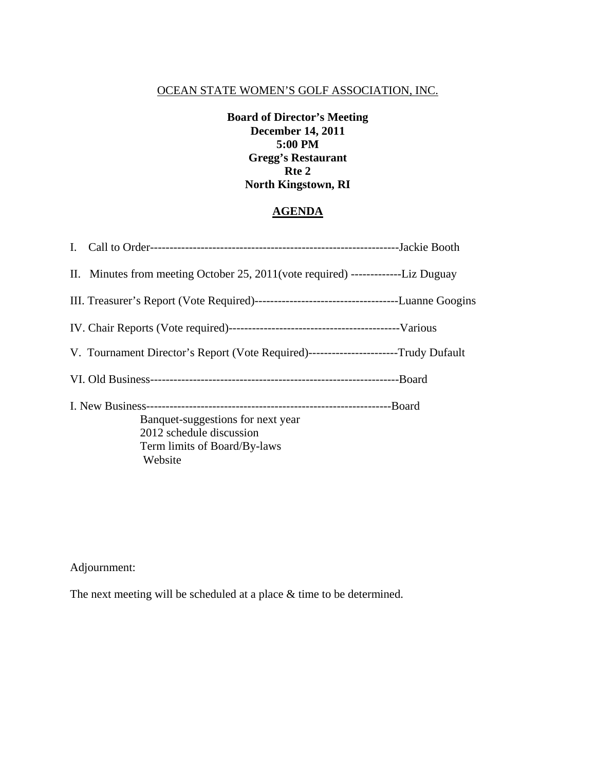OCEAN STATE WOMEN'S GOLF ASSOCIATION, INC.

**Board of Director's Meeting**
**December 14, 2011**
**5:00 PM**
**Gregg's Restaurant**
**Rte 2**
**North Kingstown, RI**

**AGENDA**

I. Call to Order---------------------------------------------------------------Jackie Booth

II. Minutes from meeting October 25, 2011(vote required) -------------Liz Duguay

III. Treasurer's Report (Vote Required)-------------------------------------Luanne Googins

IV. Chair Reports (Vote required)--------------------------------------------Various

V. Tournament Director's Report (Vote Required)-----------------------Trudy Dufault

VI. Old Business----------------------------------------------------------------Board

I. New Business---------------------------------------------------------------Board

Banquet-suggestions for next year
2012 schedule discussion
Term limits of Board/By-laws
Website

Adjournment:

The next meeting will be scheduled at a place & time to be determined.